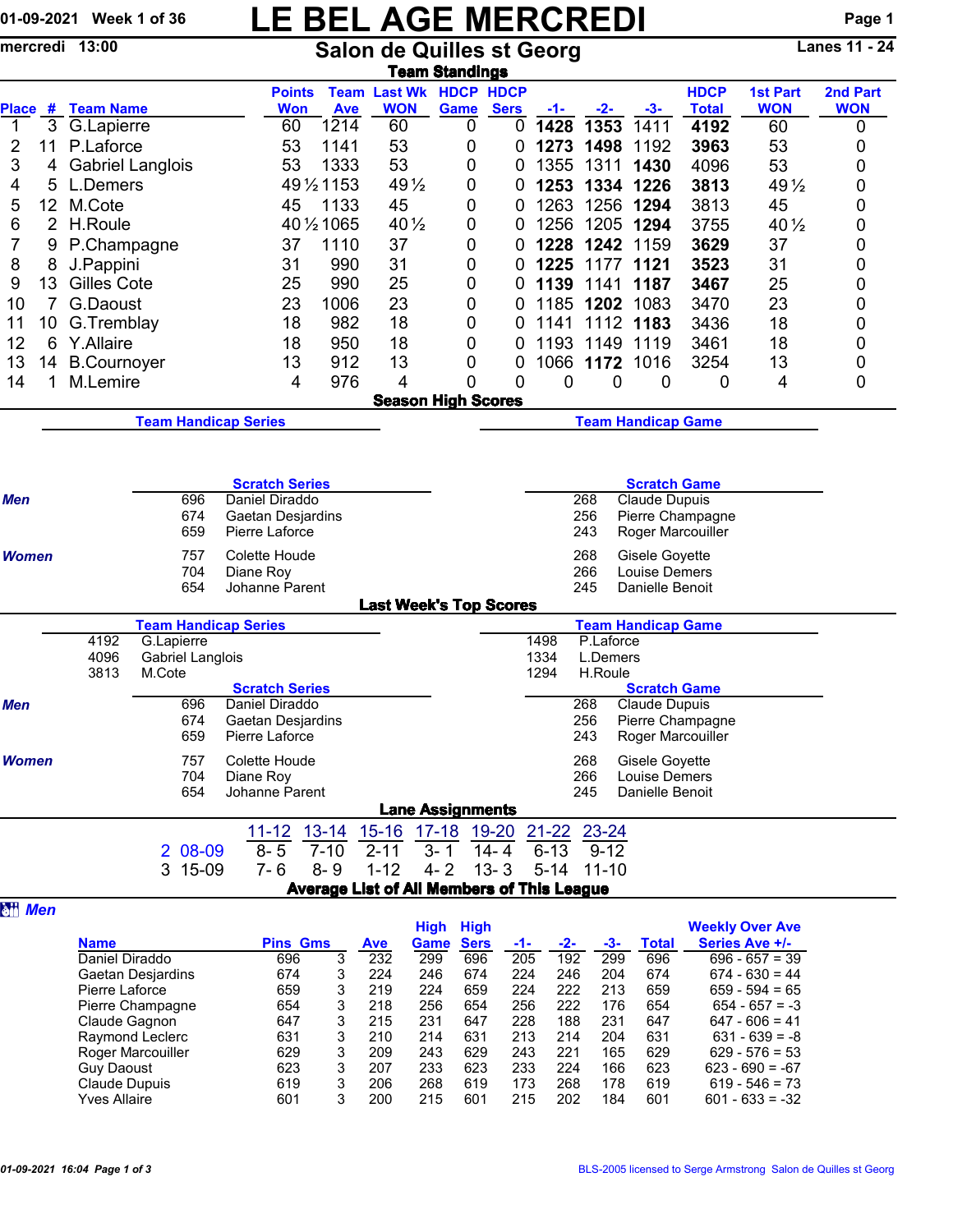01-09-2021 Week 1 of 36

# LE BEL AGE MERCREDI

mercredi 13:00

## Salon de Quilles st Georg

Lanes 11 - 24

### Team Standings

| Place | # | Team Name | Points Won | Team Ave | Last Wk WON | HDCP Game | HDCP Sers | -1- | -2- | -3- | HDCP Total | 1st Part WON | 2nd Part WON |
|---|---|---|---|---|---|---|---|---|---|---|---|---|---|
| 1 | 3 | G.Lapierre | 60 | 1214 | 60 | 0 | 0 | **1428** | **1353** | 1411 | **4192** | 60 | 0 |
| 2 | 11 | P.Laforce | 53 | 1141 | 53 | 0 | 0 | **1273** | **1498** | 1192 | **3963** | 53 | 0 |
| 3 | 4 | Gabriel Langlois | 53 | 1333 | 53 | 0 | 0 | 1355 | 1311 | **1430** | 4096 | 53 | 0 |
| 4 | 5 | L.Demers | 49½ | 1153 | 49½ | 0 | 0 | **1253** | **1334** | **1226** | **3813** | 49½ | 0 |
| 5 | 12 | M.Cote | 45 | 1133 | 45 | 0 | 0 | 1263 | 1256 | **1294** | 3813 | 45 | 0 |
| 6 | 2 | H.Roule | 40½ | 1065 | 40½ | 0 | 0 | 1256 | 1205 | **1294** | 3755 | 40½ | 0 |
| 7 | 9 | P.Champagne | 37 | 1110 | 37 | 0 | 0 | **1228** | **1242** | 1159 | **3629** | 37 | 0 |
| 8 | 8 | J.Pappini | 31 | 990 | 31 | 0 | 0 | **1225** | 1177 | **1121** | **3523** | 31 | 0 |
| 9 | 13 | Gilles Cote | 25 | 990 | 25 | 0 | 0 | **1139** | 1141 | **1187** | **3467** | 25 | 0 |
| 10 | 7 | G.Daoust | 23 | 1006 | 23 | 0 | 0 | 1185 | **1202** | 1083 | 3470 | 23 | 0 |
| 11 | 10 | G.Tremblay | 18 | 982 | 18 | 0 | 0 | 1141 | 1112 | **1183** | 3436 | 18 | 0 |
| 12 | 6 | Y.Allaire | 18 | 950 | 18 | 0 | 0 | 1193 | 1149 | 1119 | 3461 | 18 | 0 |
| 13 | 14 | B.Cournoyer | 13 | 912 | 13 | 0 | 0 | 1066 | **1172** | 1016 | 3254 | 13 | 0 |
| 14 | 1 | M.Lemire | 4 | 976 | 4 | 0 | 0 | 0 | 0 | 0 | 0 | 4 | 0 |

### Season High Scores

**Team Handicap Series** | **Team Handicap Game**

**Scratch Series**

| | Score | Name |
|---|---|---|
| *Men* | 696 | Daniel Diraddo |
| | 674 | Gaetan Desjardins |
| | 659 | Pierre Laforce |
| *Women* | 757 | Colette Houde |
| | 704 | Diane Roy |
| | 654 | Johanne Parent |

**Scratch Game**

| | Score | Name |
|---|---|---|
| *Men* | 268 | Claude Dupuis |
| | 256 | Pierre Champagne |
| | 243 | Roger Marcouiller |
| *Women* | 268 | Gisele Goyette |
| | 266 | Louise Demers |
| | 245 | Danielle Benoit |

### Last Week's Top Scores

**Team Handicap Series**

| Score | Team |
|---|---|
| 4192 | G.Lapierre |
| 4096 | Gabriel Langlois |
| 3813 | M.Cote |

**Team Handicap Game**

| Score | Team |
|---|---|
| 1498 | P.Laforce |
| 1334 | L.Demers |
| 1294 | H.Roule |

**Scratch Series**

| | Score | Name |
|---|---|---|
| *Men* | 696 | Daniel Diraddo |
| | 674 | Gaetan Desjardins |
| | 659 | Pierre Laforce |
| *Women* | 757 | Colette Houde |
| | 704 | Diane Roy |
| | 654 | Johanne Parent |

**Scratch Game**

| | Score | Name |
|---|---|---|
| *Men* | 268 | Claude Dupuis |
| | 256 | Pierre Champagne |
| | 243 | Roger Marcouiller |
| *Women* | 268 | Gisele Goyette |
| | 266 | Louise Demers |
| | 245 | Danielle Benoit |

### Lane Assignments

| | 11-12 | 13-14 | 15-16 | 17-18 | 19-20 | 21-22 | 23-24 |
|---|---|---|---|---|---|---|---|
| 2 08-09 | 8- 5 | 7-10 | 2-11 | 3- 1 | 14- 4 | 6-13 | 9-12 |
| 3 15-09 | 7- 6 | 8- 9 | 1-12 | 4- 2 | 13- 3 | 5-14 | 11-10 |

### Average List of All Members of This League

*Men*

| Name | Pins | Gms | Ave | High Game | High Sers | -1- | -2- | -3- | Total | Weekly Over Ave Series Ave +/- |
|---|---|---|---|---|---|---|---|---|---|---|
| Daniel Diraddo | 696 | 3 | 232 | 299 | 696 | 205 | 192 | 299 | 696 | 696 - 657 = 39 |
| Gaetan Desjardins | 674 | 3 | 224 | 246 | 674 | 224 | 246 | 204 | 674 | 674 - 630 = 44 |
| Pierre Laforce | 659 | 3 | 219 | 224 | 659 | 224 | 222 | 213 | 659 | 659 - 594 = 65 |
| Pierre Champagne | 654 | 3 | 218 | 256 | 654 | 256 | 222 | 176 | 654 | 654 - 657 = -3 |
| Claude Gagnon | 647 | 3 | 215 | 231 | 647 | 228 | 188 | 231 | 647 | 647 - 606 = 41 |
| Raymond Leclerc | 631 | 3 | 210 | 214 | 631 | 213 | 214 | 204 | 631 | 631 - 639 = -8 |
| Roger Marcouiller | 629 | 3 | 209 | 243 | 629 | 243 | 221 | 165 | 629 | 629 - 576 = 53 |
| Guy Daoust | 623 | 3 | 207 | 233 | 623 | 233 | 224 | 166 | 623 | 623 - 690 = -67 |
| Claude Dupuis | 619 | 3 | 206 | 268 | 619 | 173 | 268 | 178 | 619 | 619 - 546 = 73 |
| Yves Allaire | 601 | 3 | 200 | 215 | 601 | 215 | 202 | 184 | 601 | 601 - 633 = -32 |

01-09-2021 16:04

BLS-2005 licensed to Serge Armstrong Salon de Quilles st Georg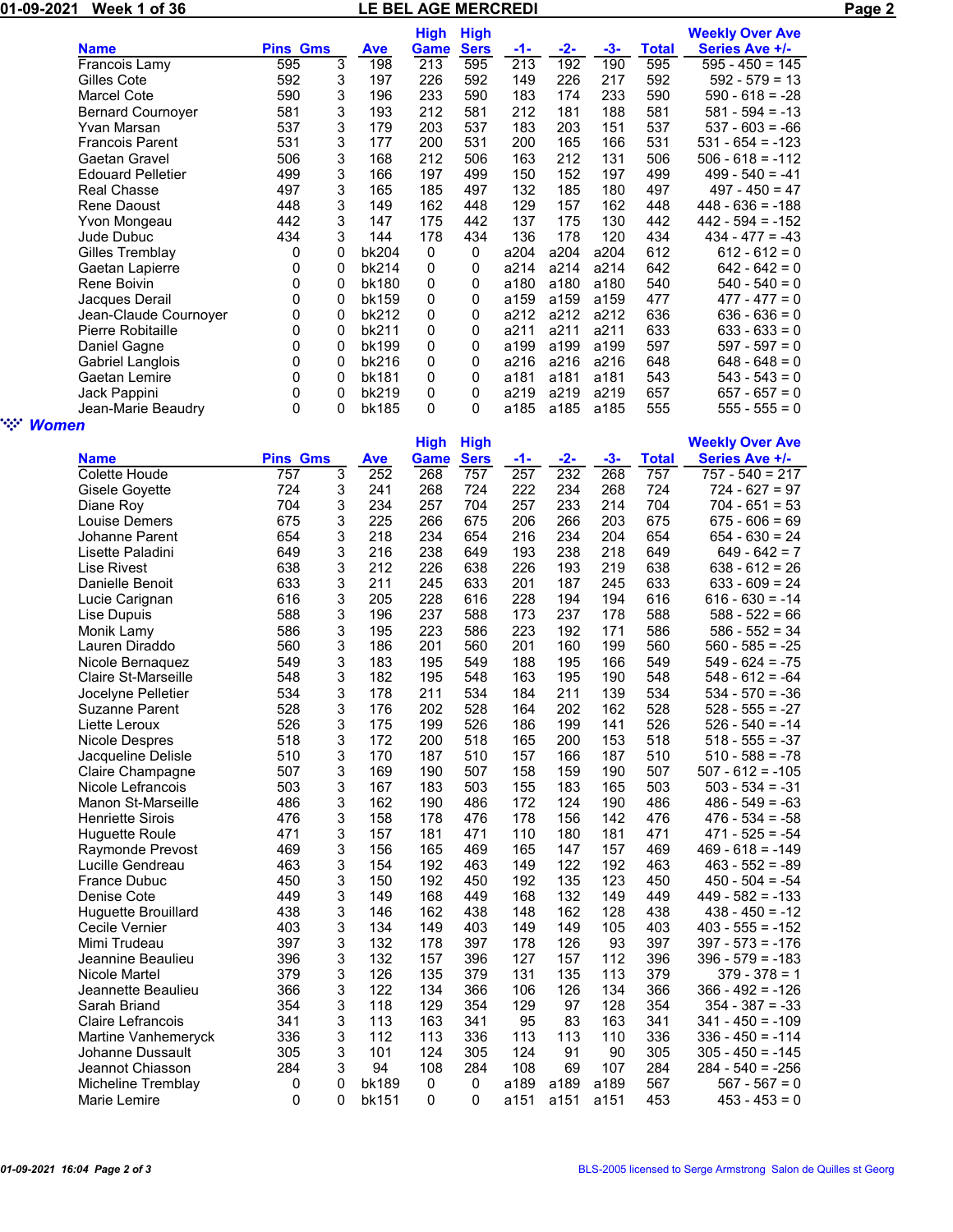## LE BEL AGE MERCREDI

01-09-2021 Week 1 of 36

| Name | Pins | Gms | Ave | High Game | High Sers | -1- | -2- | -3- | Total | Weekly Over Ave Series Ave +/- |
|---|---|---|---|---|---|---|---|---|---|---|
| Francois Lamy | 595 | 3 | 198 | 213 | 595 | 213 | 192 | 190 | 595 | 595 - 450 = 145 |
| Gilles Cote | 592 | 3 | 197 | 226 | 592 | 149 | 226 | 217 | 592 | 592 - 579 = 13 |
| Marcel Cote | 590 | 3 | 196 | 233 | 590 | 183 | 174 | 233 | 590 | 590 - 618 = -28 |
| Bernard Cournoyer | 581 | 3 | 193 | 212 | 581 | 212 | 181 | 188 | 581 | 581 - 594 = -13 |
| Yvan Marsan | 537 | 3 | 179 | 203 | 537 | 183 | 203 | 151 | 537 | 537 - 603 = -66 |
| Francois Parent | 531 | 3 | 177 | 200 | 531 | 200 | 165 | 166 | 531 | 531 - 654 = -123 |
| Gaetan Gravel | 506 | 3 | 168 | 212 | 506 | 163 | 212 | 131 | 506 | 506 - 618 = -112 |
| Edouard Pelletier | 499 | 3 | 166 | 197 | 499 | 150 | 152 | 197 | 499 | 499 - 540 = -41 |
| Real Chasse | 497 | 3 | 165 | 185 | 497 | 132 | 185 | 180 | 497 | 497 - 450 = 47 |
| Rene Daoust | 448 | 3 | 149 | 162 | 448 | 129 | 157 | 162 | 448 | 448 - 636 = -188 |
| Yvon Mongeau | 442 | 3 | 147 | 175 | 442 | 137 | 175 | 130 | 442 | 442 - 594 = -152 |
| Jude Dubuc | 434 | 3 | 144 | 178 | 434 | 136 | 178 | 120 | 434 | 434 - 477 = -43 |
| Gilles Tremblay | 0 | 0 | bk204 | 0 | 0 | a204 | a204 | a204 | 612 | 612 - 612 = 0 |
| Gaetan Lapierre | 0 | 0 | bk214 | 0 | 0 | a214 | a214 | a214 | 642 | 642 - 642 = 0 |
| Rene Boivin | 0 | 0 | bk180 | 0 | 0 | a180 | a180 | a180 | 540 | 540 - 540 = 0 |
| Jacques Derail | 0 | 0 | bk159 | 0 | 0 | a159 | a159 | a159 | 477 | 477 - 477 = 0 |
| Jean-Claude Cournoyer | 0 | 0 | bk212 | 0 | 0 | a212 | a212 | a212 | 636 | 636 - 636 = 0 |
| Pierre Robitaille | 0 | 0 | bk211 | 0 | 0 | a211 | a211 | a211 | 633 | 633 - 633 = 0 |
| Daniel Gagne | 0 | 0 | bk199 | 0 | 0 | a199 | a199 | a199 | 597 | 597 - 597 = 0 |
| Gabriel Langlois | 0 | 0 | bk216 | 0 | 0 | a216 | a216 | a216 | 648 | 648 - 648 = 0 |
| Gaetan Lemire | 0 | 0 | bk181 | 0 | 0 | a181 | a181 | a181 | 543 | 543 - 543 = 0 |
| Jack Pappini | 0 | 0 | bk219 | 0 | 0 | a219 | a219 | a219 | 657 | 657 - 657 = 0 |
| Jean-Marie Beaudry | 0 | 0 | bk185 | 0 | 0 | a185 | a185 | a185 | 555 | 555 - 555 = 0 |

### Women

| Name | Pins | Gms | Ave | High Game | High Sers | -1- | -2- | -3- | Total | Weekly Over Ave Series Ave +/- |
|---|---|---|---|---|---|---|---|---|---|---|
| Colette Houde | 757 | 3 | 252 | 268 | 757 | 257 | 232 | 268 | 757 | 757 - 540 = 217 |
| Gisele Goyette | 724 | 3 | 241 | 268 | 724 | 222 | 234 | 268 | 724 | 724 - 627 = 97 |
| Diane Roy | 704 | 3 | 234 | 257 | 704 | 257 | 233 | 214 | 704 | 704 - 651 = 53 |
| Louise Demers | 675 | 3 | 225 | 266 | 675 | 206 | 266 | 203 | 675 | 675 - 606 = 69 |
| Johanne Parent | 654 | 3 | 218 | 234 | 654 | 216 | 234 | 204 | 654 | 654 - 630 = 24 |
| Lisette Paladini | 649 | 3 | 216 | 238 | 649 | 193 | 238 | 218 | 649 | 649 - 642 = 7 |
| Lise Rivest | 638 | 3 | 212 | 226 | 638 | 226 | 193 | 219 | 638 | 638 - 612 = 26 |
| Danielle Benoit | 633 | 3 | 211 | 245 | 633 | 201 | 187 | 245 | 633 | 633 - 609 = 24 |
| Lucie Carignan | 616 | 3 | 205 | 228 | 616 | 228 | 194 | 194 | 616 | 616 - 630 = -14 |
| Lise Dupuis | 588 | 3 | 196 | 237 | 588 | 173 | 237 | 178 | 588 | 588 - 522 = 66 |
| Monik Lamy | 586 | 3 | 195 | 223 | 586 | 223 | 192 | 171 | 586 | 586 - 552 = 34 |
| Lauren Diraddo | 560 | 3 | 186 | 201 | 560 | 201 | 160 | 199 | 560 | 560 - 585 = -25 |
| Nicole Bernaquez | 549 | 3 | 183 | 195 | 549 | 188 | 195 | 166 | 549 | 549 - 624 = -75 |
| Claire St-Marseille | 548 | 3 | 182 | 195 | 548 | 163 | 195 | 190 | 548 | 548 - 612 = -64 |
| Jocelyne Pelletier | 534 | 3 | 178 | 211 | 534 | 184 | 211 | 139 | 534 | 534 - 570 = -36 |
| Suzanne Parent | 528 | 3 | 176 | 202 | 528 | 164 | 202 | 162 | 528 | 528 - 555 = -27 |
| Liette Leroux | 526 | 3 | 175 | 199 | 526 | 186 | 199 | 141 | 526 | 526 - 540 = -14 |
| Nicole Despres | 518 | 3 | 172 | 200 | 518 | 165 | 200 | 153 | 518 | 518 - 555 = -37 |
| Jacqueline Delisle | 510 | 3 | 170 | 187 | 510 | 157 | 166 | 187 | 510 | 510 - 588 = -78 |
| Claire Champagne | 507 | 3 | 169 | 190 | 507 | 158 | 159 | 190 | 507 | 507 - 612 = -105 |
| Nicole Lefrancois | 503 | 3 | 167 | 183 | 503 | 155 | 183 | 165 | 503 | 503 - 534 = -31 |
| Manon St-Marseille | 486 | 3 | 162 | 190 | 486 | 172 | 124 | 190 | 486 | 486 - 549 = -63 |
| Henriette Sirois | 476 | 3 | 158 | 178 | 476 | 178 | 156 | 142 | 476 | 476 - 534 = -58 |
| Huguette Roule | 471 | 3 | 157 | 181 | 471 | 110 | 180 | 181 | 471 | 471 - 525 = -54 |
| Raymonde Prevost | 469 | 3 | 156 | 165 | 469 | 165 | 147 | 157 | 469 | 469 - 618 = -149 |
| Lucille Gendreau | 463 | 3 | 154 | 192 | 463 | 149 | 122 | 192 | 463 | 463 - 552 = -89 |
| France Dubuc | 450 | 3 | 150 | 192 | 450 | 192 | 135 | 123 | 450 | 450 - 504 = -54 |
| Denise Cote | 449 | 3 | 149 | 168 | 449 | 168 | 132 | 149 | 449 | 449 - 582 = -133 |
| Huguette Brouillard | 438 | 3 | 146 | 162 | 438 | 148 | 162 | 128 | 438 | 438 - 450 = -12 |
| Cecile Vernier | 403 | 3 | 134 | 149 | 403 | 149 | 149 | 105 | 403 | 403 - 555 = -152 |
| Mimi Trudeau | 397 | 3 | 132 | 178 | 397 | 178 | 126 | 93 | 397 | 397 - 573 = -176 |
| Jeannine Beaulieu | 396 | 3 | 132 | 157 | 396 | 127 | 157 | 112 | 396 | 396 - 579 = -183 |
| Nicole Martel | 379 | 3 | 126 | 135 | 379 | 131 | 135 | 113 | 379 | 379 - 378 = 1 |
| Jeannette Beaulieu | 366 | 3 | 122 | 134 | 366 | 106 | 126 | 134 | 366 | 366 - 492 = -126 |
| Sarah Briand | 354 | 3 | 118 | 129 | 354 | 129 | 97 | 128 | 354 | 354 - 387 = -33 |
| Claire Lefrancois | 341 | 3 | 113 | 163 | 341 | 95 | 83 | 163 | 341 | 341 - 450 = -109 |
| Martine Vanhemeryck | 336 | 3 | 112 | 113 | 336 | 113 | 113 | 110 | 336 | 336 - 450 = -114 |
| Johanne Dussault | 305 | 3 | 101 | 124 | 305 | 124 | 91 | 90 | 305 | 305 - 450 = -145 |
| Jeannot Chiasson | 284 | 3 | 94 | 108 | 284 | 108 | 69 | 107 | 284 | 284 - 540 = -256 |
| Micheline Tremblay | 0 | 0 | bk189 | 0 | 0 | a189 | a189 | a189 | 567 | 567 - 567 = 0 |
| Marie Lemire | 0 | 0 | bk151 | 0 | 0 | a151 | a151 | a151 | 453 | 453 - 453 = 0 |

01-09-2021 16:04

BLS-2005 licensed to Serge Armstrong Salon de Quilles st Georg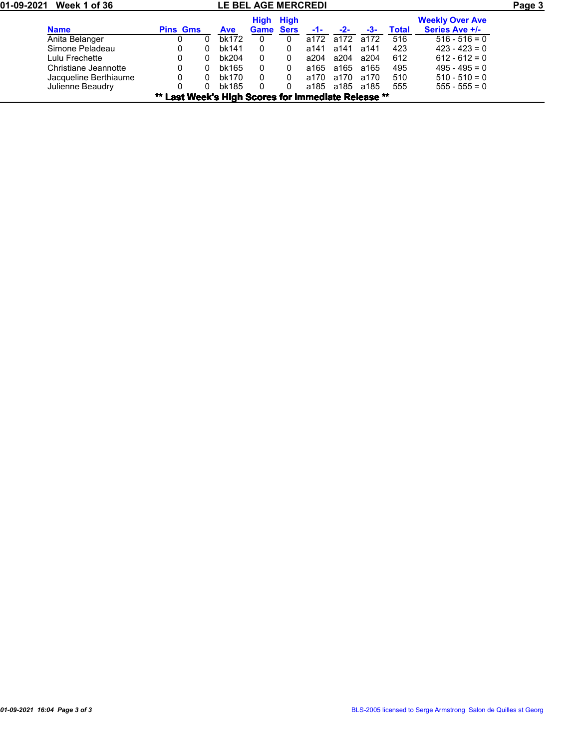| Name | Pins | Gms | Ave | High Game | High Sers | -1- | -2- | -3- | Total | Weekly Over Ave Series Ave +/- |
|---|---|---|---|---|---|---|---|---|---|---|
| Anita Belanger | 0 | 0 | bk172 | 0 | 0 | a172 | a172 | a172 | 516 | 516 - 516 = 0 |
| Simone Peladeau | 0 | 0 | bk141 | 0 | 0 | a141 | a141 | a141 | 423 | 423 - 423 = 0 |
| Lulu Frechette | 0 | 0 | bk204 | 0 | 0 | a204 | a204 | a204 | 612 | 612 - 612 = 0 |
| Christiane Jeannotte | 0 | 0 | bk165 | 0 | 0 | a165 | a165 | a165 | 495 | 495 - 495 = 0 |
| Jacqueline Berthiaume | 0 | 0 | bk170 | 0 | 0 | a170 | a170 | a170 | 510 | 510 - 510 = 0 |
| Julienne Beaudry | 0 | 0 | bk185 | 0 | 0 | a185 | a170 | a185 | 555 | 555 - 555 = 0 |

**** Last Week's High Scores for Immediate Release ****